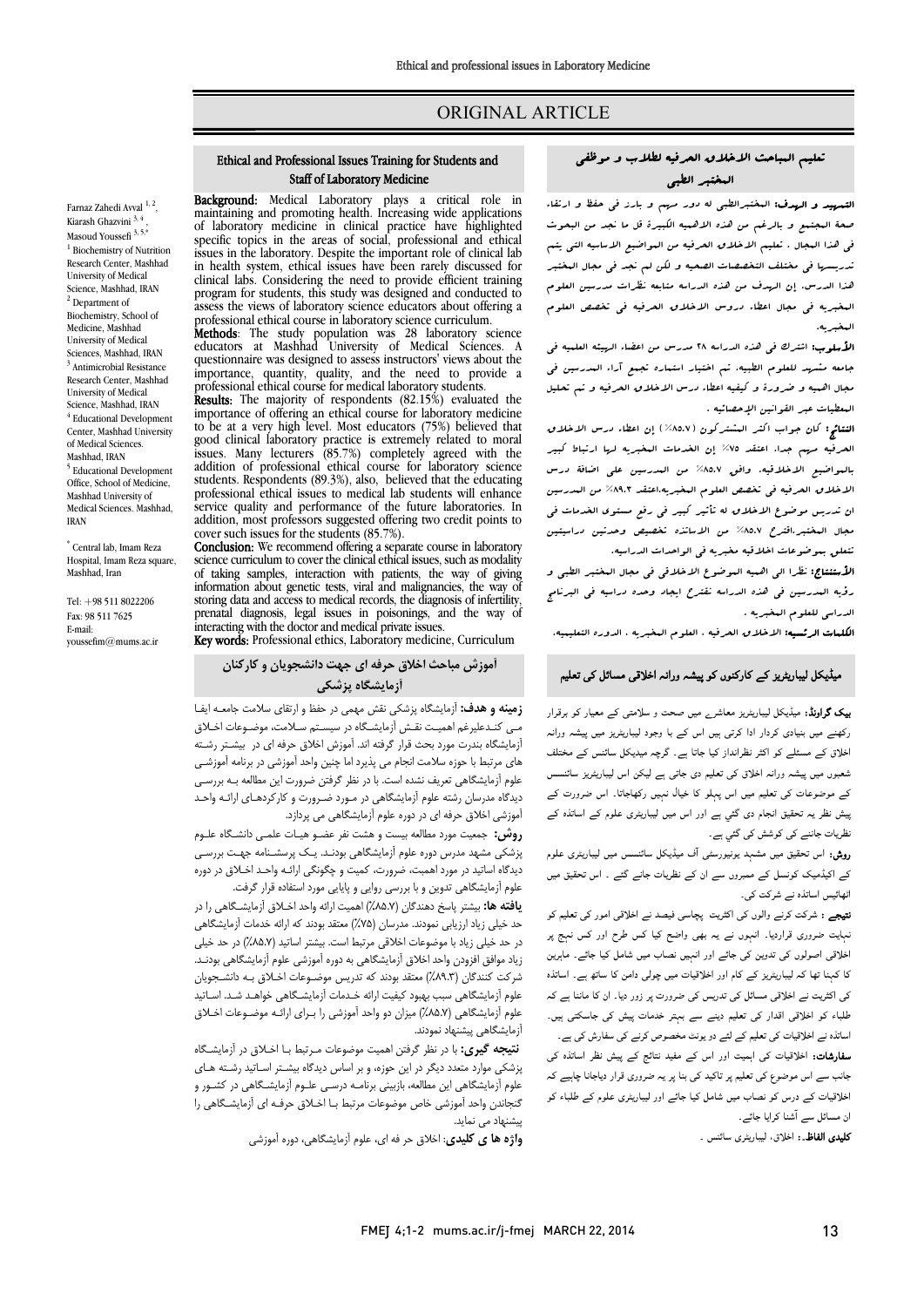ORIGINAL ARTICLE

# Ethical and Professional Issues Training for Students and Staff of Laboratory Medicine

Farnaz Zahedi Avval [1, 2], Kiarash Ghazvini [3, 4], Masoud Youssefi [3, 5,*]

[1] Biochemistry of Nutrition Research Center, Mashhad University of Medical Science, Mashhad, IRAN
[2] Department of Biochemistry, School of Medicine, Mashhad University of Medical Sciences, Mashhad, IRAN
[3] Antimicrobial Resistance Research Center, Mashhad University of Medical Science, Mashhad, IRAN
[4] Educational Development Center, Mashhad University of Medical Sciences. Mashhad, IRAN
[5] Educational Development Office, School of Medicine, Mashhad University of Medical Sciences. Mashhad, IRAN

[*] Central lab, Imam Reza Hospital, Imam Reza square, Mashhad, Iran

Tel: +98 511 8022206
Fax: 98 511 7625
E-mail: youssefim@mums.ac.ir

**Background:** Medical Laboratory plays a critical role in maintaining and promoting health. Increasing wide applications of laboratory medicine in clinical practice have highlighted specific topics in the areas of social, professional and ethical issues in the laboratory. Despite the important role of clinical lab in health system, ethical issues have been rarely discussed for clinical labs. Considering the need to provide efficient training program for students, this study was designed and conducted to assess the views of laboratory science educators about offering a professional ethical course in laboratory science curriculum.

**Methods**: The study population was 28 laboratory science educators at Mashhad University of Medical Sciences. A questionnaire was designed to assess instructors' views about the importance, quantity, quality, and the need to provide a professional ethical course for medical laboratory students.

**Results:** The majority of respondents (82.15%) evaluated the importance of offering an ethical course for laboratory medicine to be at a very high level. Most educators (75%) believed that good clinical laboratory practice is extremely related to moral issues. Many lecturers (85.7%) completely agreed with the addition of professional ethical course for laboratory science students. Respondents (89.3%), also, believed that the educating professional ethical issues to medical lab students will enhance service quality and performance of the future laboratories. In addition, most professors suggested offering two credit points to cover such issues for the students (85.7%).

**Conclusion:** We recommend offering a separate course in laboratory science curriculum to cover the clinical ethical issues, such as modality of taking samples, interaction with patients, the way of giving information about genetic tests, viral and malignancies, the way of storing data and access to medical records, the diagnosis of infertility, prenatal diagnosis, legal issues in poisonings, and the way of interacting with the doctor and medical private issues.

**Key words:** Professional ethics, Laboratory medicine, Curriculum

# تعليم المباحث الاخلاقيه الحرفيه لطلاب و موظفي المختبر الطبي

**التمهيد و الهدف:** المختبرالطبي له دور مهم و بارز في حفظ و ارتقاء صحة المجتمع و بالرغم من هذه الاهميه الكبيرة قل ما نجد من البحوث في هذا المجال . تعليم الاخلاق الحرفيه من المواضيع الاساسيه التي يتم تدريسها في مختلف التخصصات الصحيه و لكن لم نجد في مجال المختبر هذا الدرس. إن الهدف من هذه الدراسه متابعة نظرات مدرسين العلوم المخبريه في مجال اعطاء دروس الاخلاق الحرفيه في تخصص العلوم المخبريه.

**الأسلوب:** اشترك في هذه الدراسه ٢٨ مدرس من اعضاء الهيئه العلميه في جامعه مشهد للعلوم الطبيه. تم اختيار استماره تجمع آراء المدرسين في مجال اهميه و ضرورة و كيفيه اعطاء درس الاخلاق الحرفيه و تم تحليل المعطيات عبر القوانين الإحصائيه .

**النتائج:** كان جواب اكثر المشتركون (٨٥،٧٪) إن اعطاء درس الاخلاق الحرفيه مهم جدا. اعتقد ٧٥٪ إن الخدمات المخبريه لها ارتباط كبير بالمواضيع الاخلاقيه. وافق ٨٥،٧٪ من المدرسين على اضافة درس الاخلاق الحرفيه في تخصص العلوم المخبريه.اعتقد ٨٩،٣٪ من المدرسين ان تدريس موضوع الاخلاق له تأثير كبير في رفع مستوى الخدمات في مجال المختبر.اقترح ٨٥،٧٪ من الاساتذه تخصيص وحدتين دراسيتين تتعلق بموضوعات اخلاقيه مخبريه في الواحدات الدراسيه.

**الأستنتاج:** نظرا الى اهميه الموضوع الاخلاقي في مجال المختبر الطبي و رؤيه المدرسين في هذه الدراسه نقترح ايجاد وحده دراسيه في البرنامج الدراسي للعلوم المخبريه .

**الكلمات الرئيسيه:** الاخلاق الحرفيه ، العلوم المخبريه ، الدورة التعليميه.

# آموزش مباحث اخلاق حرفه ای جهت دانشجویان و کارکنان آزمایشگاه پزشکی

**زمینه و هدف:** آزمایشگاه پزشکی نقش مهمی در حفظ و ارتقای سلامت جامعه ایفا می کند.علیرغم اهمیت نقش آزمایشگاه در سیستم سلامت، موضوعات اخلاق آزمایشگاه بندرت مورد بحث قرار گرفته اند. آموزش اخلاق حرفه ای در بیشتر رشته های مرتبط با حوزه سلامت انجام می پذیرد اما چنین واحد آموزشی در برنامه آموزشی علوم آزمایشگاهی تعریف نشده است. با در نظر گرفتن ضرورت این مطالعه به بررسی دیدگاه مدرسان رشته علوم آزمایشگاهی در مورد ضرورت و کارکردهای ارائه واحد آموزشی اخلاق حرفه ای در دوره علوم آزمایشگاهی می پردازد.

**روش:** جمعیت مورد مطالعه بیست و هشت نفر عضو هیات علمی دانشگاه علوم پزشکی مشهد مدرس دوره علوم آزمایشگاهی بودند. یک پرسشنامه جهت بررسی دیدگاه اساتید در مورد اهمیت، ضرورت، کمیت و چگونگی ارائه واحد اخلاق در دوره علوم آزمایشگاهی تدوین و با بررسی روایی و پایایی مورد استفاده قرار گرفت.

**یافته ها:** بیشتر پاسخ دهندگان (۸۵/۷٪) اهمیت ارائه واحد اخلاق آزمایشگاهی را در حد خیلی زیاد ارزیابی نمودند. مدرسان (۷۵٪) معتقد بودند که ارائه خدمات آزمایشگاهی در حد خیلی زیاد با موضوعات اخلاقی مرتبط است. بیشتر اساتید (۸۵/۷٪) در حد خیلی زیاد موافق افزودن واحد اخلاق آزمایشگاهی به دوره آموزشی علوم آزمایشگاهی بودند. شرکت کنندگان (۸۹/۳٪) معتقد بودند که تدریس موضوعات اخلاق به دانشجویان علوم آزمایشگاهی سبب بهبود کیفیت ارائه خدمات آزمایشگاهی خواهد شد. اساتید علوم آزمایشگاهی (۸۵/۷٪) میزان دو واحد آموزشی را برای ارائه موضوعات اخلاق آزمایشگاهی پیشنهاد نمودند.

**نتیجه گیری:** با در نظر گرفتن اهمیت موضوعات مرتبط با اخلاق در آزمایشگاه پزشکی موارد متعدد دیگر در این حوزه، و بر اساس دیدگاه بیشتر اساتید رشته های علوم آزمایشگاهی این مطالعه، بازبینی برنامه درسی علوم آزمایشگاهی در کشور و گنجاندن واحد آموزشی خاص موضوعات مرتبط با اخلاق حرفه ای آزمایشگاهی را پیشنهاد می نماید.

**واژه ها ی کلیدی:** اخلاق حر فه ای، علوم آزمایشگاهی، دوره آموزشی

# میڈیکل لیبارٹریز کے کارکنوں کو پیشہ ورانہ اخلاقی مسائل کی تعلیم

**بیک گراونڈ:** میڈیکل لیبارٹریز معاشرے میں صحت و سلامتی کے معیار کو برقرار رکھنے میں بنیادی کردار ادا کرتی ہیں اس کے با وجود لیبارٹریز میں پیشہ ورانہ اخلاق کے مسئلے کو اکثر نظرانداز کیا جاتا ہے۔ گرچہ میڈیکل سائنس کے مختلف شعبوں میں پیشہ ورانہ اخلاق کی تعلیم دی جاتی ہے لیکن اس لیبارٹری سائنسس کے موضوعات کی تعلیم میں اس پہلو کا خیال نہیں رکھاجاتا۔ اس ضرورت کے پیش نظر یہ تحقیق انجام دی گئي ہے اور اس میں لیبارٹری علوم کے اساتذہ کے نظریات جاننے کی کوشش کی گئي ہے۔

**روش:** اس تحقیق میں مشہد یونیورسٹی آف میڈیکل سائنسس میں لیبارٹری علوم کے اکیڈمیک کونسل کے ممبروں سے ان کے نظریات جانے گئے ۔ اس تحقیق میں اٹھائیس اساتذہ نے شرکت کی۔

**نتیجے :** شرکت کرنے والوں کی اکثریت پچاسی فیصد نے اخلاقی امور کی تعلیم کو نہایت ضروری قراردیا۔ انہوں نے یہ بھی واضح کیا کس طرح اور کس نہج پر اخلاقی اصولوں کی تدوین کی جائے اور انہیں نصاب میں شامل کیا جائے۔ ماہرین کا کہنا تھا کہ لیبارٹریز کے کام اور اخلاقیات میں چولی دامن کا ساتھ ہے۔ اساتذہ کی اکثریت نے اخلاقی مسائل کی تدریس کی ضرورت پر زور دیا۔ ان کا ماننا ہے کہ طلباء کو اخلاقی اقدار کی تعلیم دینے سے بہتر خدمات پیش کی جاسکتی ہیں۔ اساتذہ نے اخلاقیات کی تعلیم کے لئے دو یونٹ مخصوص کرنے کی سفارش کی ہے۔

**سفارشات:** اخلاقیات کی اہمیت اور اس کے مفید نتائج کے پیش نظر اساتذہ کی جانب سے اس موضوع کی تعلیم پر تاکید کی بنا پر یہ ضروری قرار دیاجانا چاہیے کہ اخلاقیات کے درس کو نصاب میں شامل کیا جائے اور لیبارٹری علوم کے طلباء کو ان مسائل سے آشنا کرایا جائے۔

**کلیدی الفاظ.:** اخلاق، لیبارٹری سائنس ۔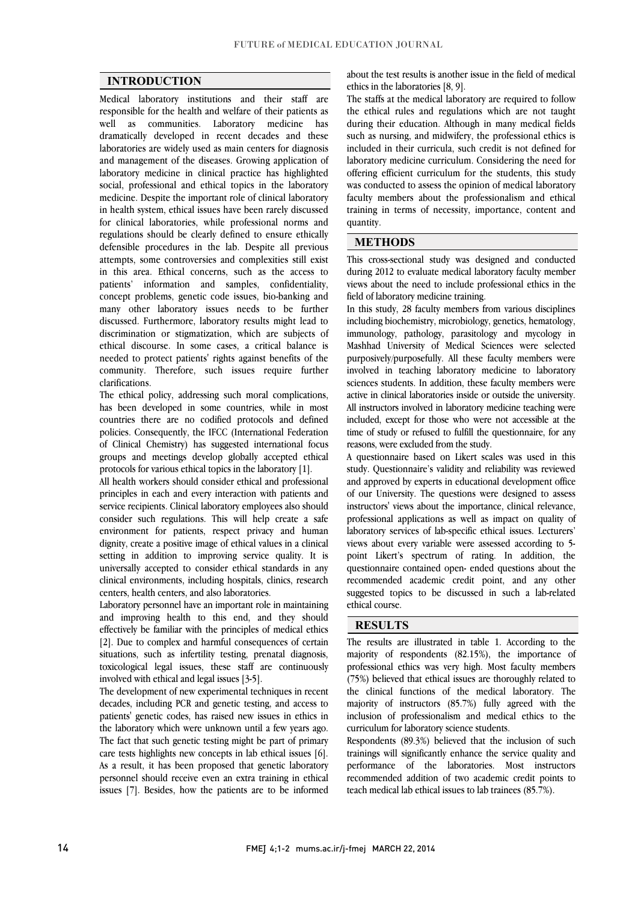## INTRODUCTION

Medical laboratory institutions and their staff are responsible for the health and welfare of their patients as well as communities. Laboratory medicine has dramatically developed in recent decades and these laboratories are widely used as main centers for diagnosis and management of the diseases. Growing application of laboratory medicine in clinical practice has highlighted social, professional and ethical topics in the laboratory medicine. Despite the important role of clinical laboratory in health system, ethical issues have been rarely discussed for clinical laboratories, while professional norms and regulations should be clearly defined to ensure ethically defensible procedures in the lab. Despite all previous attempts, some controversies and complexities still exist in this area. Ethical concerns, such as the access to patients' information and samples, confidentiality, concept problems, genetic code issues, bio-banking and many other laboratory issues needs to be further discussed. Furthermore, laboratory results might lead to discrimination or stigmatization, which are subjects of ethical discourse. In some cases, a critical balance is needed to protect patients' rights against benefits of the community. Therefore, such issues require further clarifications.

The ethical policy, addressing such moral complications, has been developed in some countries, while in most countries there are no codified protocols and defined policies. Consequently, the IFCC (International Federation of Clinical Chemistry) has suggested international focus groups and meetings develop globally accepted ethical protocols for various ethical topics in the laboratory [1].

All health workers should consider ethical and professional principles in each and every interaction with patients and service recipients. Clinical laboratory employees also should consider such regulations. This will help create a safe environment for patients, respect privacy and human dignity, create a positive image of ethical values in a clinical setting in addition to improving service quality. It is universally accepted to consider ethical standards in any clinical environments, including hospitals, clinics, research centers, health centers, and also laboratories.

Laboratory personnel have an important role in maintaining and improving health to this end, and they should effectively be familiar with the principles of medical ethics [2]. Due to complex and harmful consequences of certain situations, such as infertility testing, prenatal diagnosis, toxicological legal issues, these staff are continuously involved with ethical and legal issues [3-5].

The development of new experimental techniques in recent decades, including PCR and genetic testing, and access to patients' genetic codes, has raised new issues in ethics in the laboratory which were unknown until a few years ago. The fact that such genetic testing might be part of primary care tests highlights new concepts in lab ethical issues [6]. As a result, it has been proposed that genetic laboratory personnel should receive even an extra training in ethical issues [7]. Besides, how the patients are to be informed about the test results is another issue in the field of medical ethics in the laboratories [8, 9].

The staffs at the medical laboratory are required to follow the ethical rules and regulations which are not taught during their education. Although in many medical fields such as nursing, and midwifery, the professional ethics is included in their curricula, such credit is not defined for laboratory medicine curriculum. Considering the need for offering efficient curriculum for the students, this study was conducted to assess the opinion of medical laboratory faculty members about the professionalism and ethical training in terms of necessity, importance, content and quantity.

## METHODS

This cross-sectional study was designed and conducted during 2012 to evaluate medical laboratory faculty member views about the need to include professional ethics in the field of laboratory medicine training.

In this study, 28 faculty members from various disciplines including biochemistry, microbiology, genetics, hematology, immunology, pathology, parasitology and mycology in Mashhad University of Medical Sciences were selected purposively/purposefully. All these faculty members were involved in teaching laboratory medicine to laboratory sciences students. In addition, these faculty members were active in clinical laboratories inside or outside the university. All instructors involved in laboratory medicine teaching were included, except for those who were not accessible at the time of study or refused to fulfill the questionnaire, for any reasons, were excluded from the study.

A questionnaire based on Likert scales was used in this study. Questionnaire's validity and reliability was reviewed and approved by experts in educational development office of our University. The questions were designed to assess instructors' views about the importance, clinical relevance, professional applications as well as impact on quality of laboratory services of lab-specific ethical issues. Lecturers' views about every variable were assessed according to 5-point Likert's spectrum of rating. In addition, the questionnaire contained open- ended questions about the recommended academic credit point, and any other suggested topics to be discussed in such a lab-related ethical course.

## RESULTS

The results are illustrated in table 1. According to the majority of respondents (82.15%), the importance of professional ethics was very high. Most faculty members (75%) believed that ethical issues are thoroughly related to the clinical functions of the medical laboratory. The majority of instructors (85.7%) fully agreed with the inclusion of professionalism and medical ethics to the curriculum for laboratory science students.

Respondents (89.3%) believed that the inclusion of such trainings will significantly enhance the service quality and performance of the laboratories. Most instructors recommended addition of two academic credit points to teach medical lab ethical issues to lab trainees (85.7%).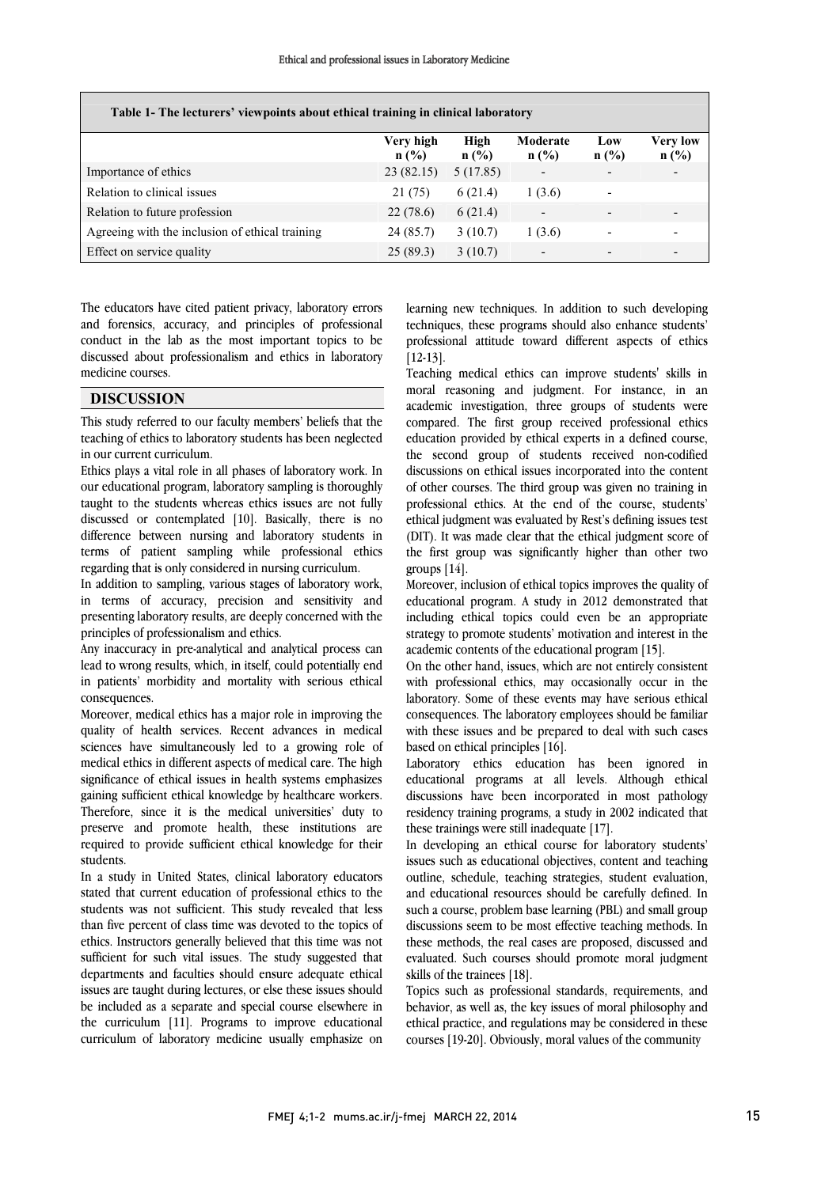**Table 1- The lecturers' viewpoints about ethical training in clinical laboratory**

| | Very high n (%) | High n (%) | Moderate n (%) | Low n (%) | Very low n (%) |
|---|---|---|---|---|---|
| Importance of ethics | 23 (82.15) | 5 (17.85) | - | - | - |
| Relation to clinical issues | 21 (75) | 6 (21.4) | 1 (3.6) | - | |
| Relation to future profession | 22 (78.6) | 6 (21.4) | - | - | - |
| Agreeing with the inclusion of ethical training | 24 (85.7) | 3 (10.7) | 1 (3.6) | - | - |
| Effect on service quality | 25 (89.3) | 3 (10.7) | - | - | - |

The educators have cited patient privacy, laboratory errors and forensics, accuracy, and principles of professional conduct in the lab as the most important topics to be discussed about professionalism and ethics in laboratory medicine courses.

## DISCUSSION

This study referred to our faculty members' beliefs that the teaching of ethics to laboratory students has been neglected in our current curriculum.

Ethics plays a vital role in all phases of laboratory work. In our educational program, laboratory sampling is thoroughly taught to the students whereas ethics issues are not fully discussed or contemplated [10]. Basically, there is no difference between nursing and laboratory students in terms of patient sampling while professional ethics regarding that is only considered in nursing curriculum.

In addition to sampling, various stages of laboratory work, in terms of accuracy, precision and sensitivity and presenting laboratory results, are deeply concerned with the principles of professionalism and ethics.

Any inaccuracy in pre-analytical and analytical process can lead to wrong results, which, in itself, could potentially end in patients' morbidity and mortality with serious ethical consequences.

Moreover, medical ethics has a major role in improving the quality of health services. Recent advances in medical sciences have simultaneously led to a growing role of medical ethics in different aspects of medical care. The high significance of ethical issues in health systems emphasizes gaining sufficient ethical knowledge by healthcare workers. Therefore, since it is the medical universities' duty to preserve and promote health, these institutions are required to provide sufficient ethical knowledge for their students.

In a study in United States, clinical laboratory educators stated that current education of professional ethics to the students was not sufficient. This study revealed that less than five percent of class time was devoted to the topics of ethics. Instructors generally believed that this time was not sufficient for such vital issues. The study suggested that departments and faculties should ensure adequate ethical issues are taught during lectures, or else these issues should be included as a separate and special course elsewhere in the curriculum [11]. Programs to improve educational curriculum of laboratory medicine usually emphasize on learning new techniques. In addition to such developing techniques, these programs should also enhance students' professional attitude toward different aspects of ethics [12-13].

Teaching medical ethics can improve students' skills in moral reasoning and judgment. For instance, in an academic investigation, three groups of students were compared. The first group received professional ethics education provided by ethical experts in a defined course, the second group of students received non-codified discussions on ethical issues incorporated into the content of other courses. The third group was given no training in professional ethics. At the end of the course, students' ethical judgment was evaluated by Rest's defining issues test (DIT). It was made clear that the ethical judgment score of the first group was significantly higher than other two groups [14].

Moreover, inclusion of ethical topics improves the quality of educational program. A study in 2012 demonstrated that including ethical topics could even be an appropriate strategy to promote students' motivation and interest in the academic contents of the educational program [15].

On the other hand, issues, which are not entirely consistent with professional ethics, may occasionally occur in the laboratory. Some of these events may have serious ethical consequences. The laboratory employees should be familiar with these issues and be prepared to deal with such cases based on ethical principles [16].

Laboratory ethics education has been ignored in educational programs at all levels. Although ethical discussions have been incorporated in most pathology residency training programs, a study in 2002 indicated that these trainings were still inadequate [17].

In developing an ethical course for laboratory students' issues such as educational objectives, content and teaching outline, schedule, teaching strategies, student evaluation, and educational resources should be carefully defined. In such a course, problem base learning (PBL) and small group discussions seem to be most effective teaching methods. In these methods, the real cases are proposed, discussed and evaluated. Such courses should promote moral judgment skills of the trainees [18].

Topics such as professional standards, requirements, and behavior, as well as, the key issues of moral philosophy and ethical practice, and regulations may be considered in these courses [19-20]. Obviously, moral values of the community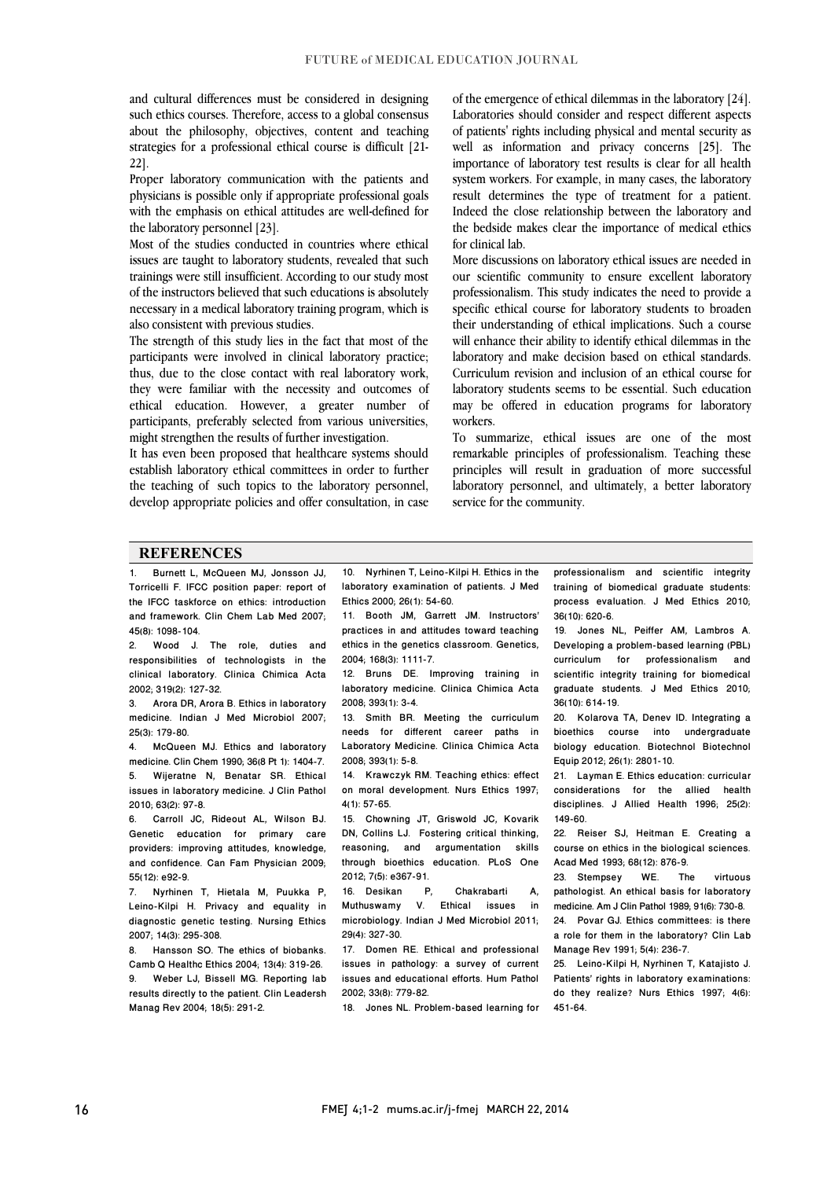and cultural differences must be considered in designing such ethics courses. Therefore, access to a global consensus about the philosophy, objectives, content and teaching strategies for a professional ethical course is difficult [21-22].

Proper laboratory communication with the patients and physicians is possible only if appropriate professional goals with the emphasis on ethical attitudes are well-defined for the laboratory personnel [23].

Most of the studies conducted in countries where ethical issues are taught to laboratory students, revealed that such trainings were still insufficient. According to our study most of the instructors believed that such educations is absolutely necessary in a medical laboratory training program, which is also consistent with previous studies.

The strength of this study lies in the fact that most of the participants were involved in clinical laboratory practice; thus, due to the close contact with real laboratory work, they were familiar with the necessity and outcomes of ethical education. However, a greater number of participants, preferably selected from various universities, might strengthen the results of further investigation.

It has even been proposed that healthcare systems should establish laboratory ethical committees in order to further the teaching of such topics to the laboratory personnel, develop appropriate policies and offer consultation, in case of the emergence of ethical dilemmas in the laboratory [24]. Laboratories should consider and respect different aspects of patients' rights including physical and mental security as well as information and privacy concerns [25]. The importance of laboratory test results is clear for all health system workers. For example, in many cases, the laboratory result determines the type of treatment for a patient. Indeed the close relationship between the laboratory and the bedside makes clear the importance of medical ethics for clinical lab.

More discussions on laboratory ethical issues are needed in our scientific community to ensure excellent laboratory professionalism. This study indicates the need to provide a specific ethical course for laboratory students to broaden their understanding of ethical implications. Such a course will enhance their ability to identify ethical dilemmas in the laboratory and make decision based on ethical standards. Curriculum revision and inclusion of an ethical course for laboratory students seems to be essential. Such education may be offered in education programs for laboratory workers.

To summarize, ethical issues are one of the most remarkable principles of professionalism. Teaching these principles will result in graduation of more successful laboratory personnel, and ultimately, a better laboratory service for the community.

## REFERENCES

1. Burnett L, McQueen MJ, Jonsson JJ, Torricelli F. IFCC position paper: report of the IFCC taskforce on ethics: introduction and framework. Clin Chem Lab Med 2007; 45(8): 1098-104.
2. Wood J. The role, duties and responsibilities of technologists in the clinical laboratory. Clinica Chimica Acta 2002; 319(2): 127-32.
3. Arora DR, Arora B. Ethics in laboratory medicine. Indian J Med Microbiol 2007; 25(3): 179-80.
4. McQueen MJ. Ethics and laboratory medicine. Clin Chem 1990; 36(8 Pt 1): 1404-7.
5. Wijeratne N, Benatar SR. Ethical issues in laboratory medicine. J Clin Pathol 2010; 63(2): 97-8.
6. Carroll JC, Rideout AL, Wilson BJ. Genetic education for primary care providers: improving attitudes, knowledge, and confidence. Can Fam Physician 2009; 55(12): e92-9.
7. Nyrhinen T, Hietala M, Puukka P, Leino-Kilpi H. Privacy and equality in diagnostic genetic testing. Nursing Ethics 2007; 14(3): 295-308.
8. Hansson SO. The ethics of biobanks. Camb Q Healthc Ethics 2004; 13(4): 319-26.
9. Weber LJ, Bissell MG. Reporting lab results directly to the patient. Clin Leadersh Manag Rev 2004; 18(5): 291-2.
10. Nyrhinen T, Leino-Kilpi H. Ethics in the laboratory examination of patients. J Med Ethics 2000; 26(1): 54-60.
11. Booth JM, Garrett JM. Instructors' practices in and attitudes toward teaching ethics in the genetics classroom. Genetics, 2004; 168(3): 1111-7.
12. Bruns DE. Improving training in laboratory medicine. Clinica Chimica Acta 2008; 393(1): 3-4.
13. Smith BR. Meeting the curriculum needs for different career paths in Laboratory Medicine. Clinica Chimica Acta 2008; 393(1): 5-8.
14. Krawczyk RM. Teaching ethics: effect on moral development. Nurs Ethics 1997; 4(1): 57-65.
15. Chowning JT, Griswold JC, Kovarik DN, Collins LJ. Fostering critical thinking, reasoning, and argumentation skills through bioethics education. PLoS One 2012; 7(5): e367-91.
16. Desikan P, Chakrabarti A, Muthuswamy V. Ethical issues in microbiology. Indian J Med Microbiol 2011; 29(4): 327-30.
17. Domen RE. Ethical and professional issues in pathology: a survey of current issues and educational efforts. Hum Pathol 2002; 33(8): 779-82.
18. Jones NL. Problem-based learning for professionalism and scientific integrity training of biomedical graduate students: process evaluation. J Med Ethics 2010; 36(10): 620-6.
19. Jones NL, Peiffer AM, Lambros A. Developing a problem-based learning (PBL) curriculum for professionalism and scientific integrity training for biomedical graduate students. J Med Ethics 2010; 36(10): 614-19.
20. Kolarova TA, Denev ID. Integrating a bioethics course into undergraduate biology education. Biotechnol Biotechnol Equip 2012; 26(1): 2801-10.
21. Layman E. Ethics education: curricular considerations for the allied health disciplines. J Allied Health 1996; 25(2): 149-60.
22. Reiser SJ, Heitman E. Creating a course on ethics in the biological sciences. Acad Med 1993; 68(12): 876-9.
23. Stempsey WE. The virtuous pathologist. An ethical basis for laboratory medicine. Am J Clin Pathol 1989; 91(6): 730-8.
24. Povar GJ. Ethics committees: is there a role for them in the laboratory? Clin Lab Manage Rev 1991; 5(4): 236-7.
25. Leino-Kilpi H, Nyrhinen T, Katajisto J. Patients' rights in laboratory examinations: do they realize? Nurs Ethics 1997; 4(6): 451-64.